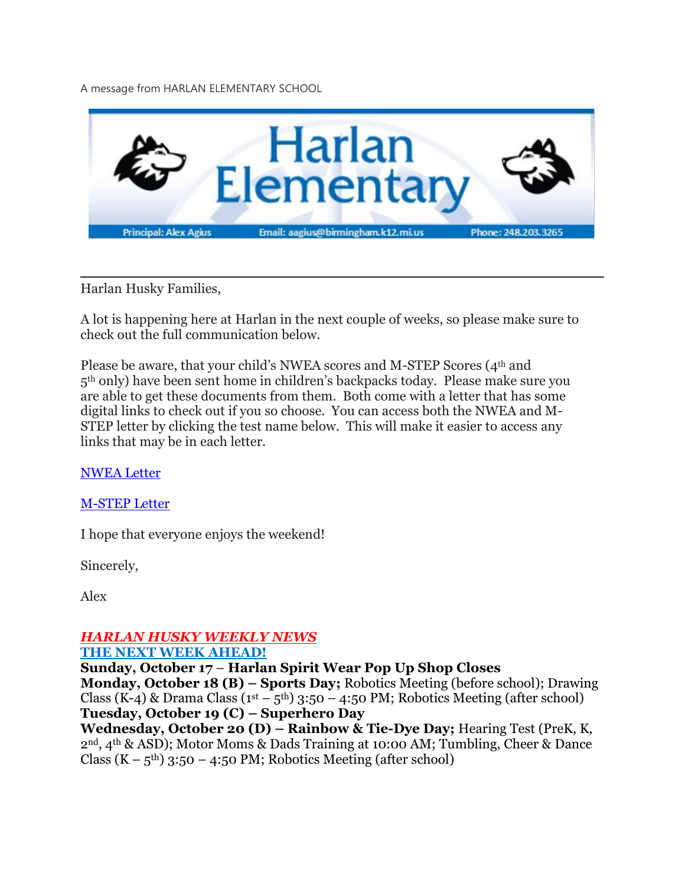A message from HARLAN ELEMENTARY SCHOOL

# Harlan Elementary

Principal: Alex Agius | Email: aagius@birmingham.k12.mi.us | Phone: 248.203.3265

---

Harlan Husky Families,

A lot is happening here at Harlan in the next couple of weeks, so please make sure to check out the full communication below.

Please be aware, that your child's NWEA scores and M-STEP Scores (4th and 5th only) have been sent home in children's backpacks today. Please make sure you are able to get these documents from them. Both come with a letter that has some digital links to check out if you so choose. You can access both the NWEA and M-STEP letter by clicking the test name below. This will make it easier to access any links that may be in each letter.

NWEA Letter

M-STEP Letter

I hope that everyone enjoys the weekend!

Sincerely,

Alex

***HARLAN HUSKY WEEKLY NEWS***

**THE NEXT WEEK AHEAD!**

**Sunday, October 17 – Harlan Spirit Wear Pop Up Shop Closes**

**Monday, October 18 (B) – Sports Day;** Robotics Meeting (before school); Drawing Class (K-4) & Drama Class (1st – 5th) 3:50 – 4:50 PM; Robotics Meeting (after school)

**Tuesday, October 19 (C) – Superhero Day**

**Wednesday, October 20 (D) – Rainbow & Tie-Dye Day;** Hearing Test (PreK, K, 2nd, 4th & ASD); Motor Moms & Dads Training at 10:00 AM; Tumbling, Cheer & Dance Class (K – 5th) 3:50 – 4:50 PM; Robotics Meeting (after school)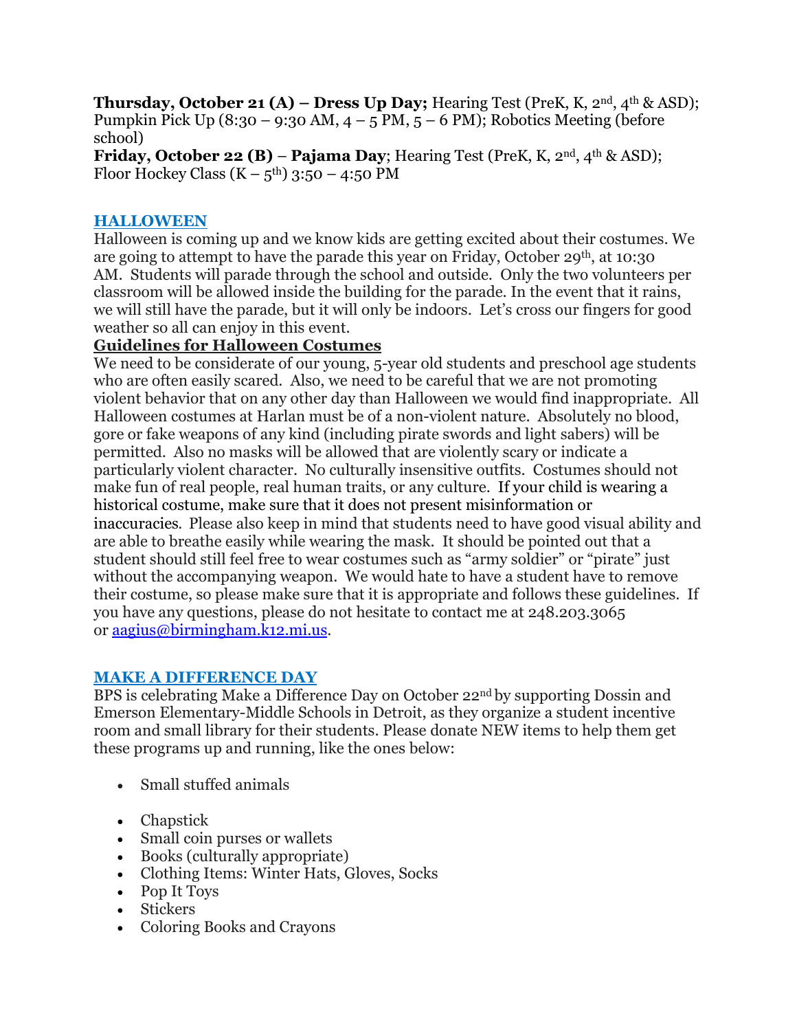**Thursday, October 21 (A) – Dress Up Day;** Hearing Test (PreK, K, 2nd, 4th & ASD); Pumpkin Pick Up (8:30 – 9:30 AM, 4 – 5 PM, 5 – 6 PM); Robotics Meeting (before school)
**Friday, October 22 (B) – Pajama Day**; Hearing Test (PreK, K, 2nd, 4th & ASD); Floor Hockey Class (K – 5th) 3:50 – 4:50 PM

## HALLOWEEN

Halloween is coming up and we know kids are getting excited about their costumes. We are going to attempt to have the parade this year on Friday, October 29th, at 10:30 AM. Students will parade through the school and outside. Only the two volunteers per classroom will be allowed inside the building for the parade. In the event that it rains, we will still have the parade, but it will only be indoors. Let's cross our fingers for good weather so all can enjoy in this event.

**Guidelines for Halloween Costumes**

We need to be considerate of our young, 5-year old students and preschool age students who are often easily scared. Also, we need to be careful that we are not promoting violent behavior that on any other day than Halloween we would find inappropriate. All Halloween costumes at Harlan must be of a non-violent nature. Absolutely no blood, gore or fake weapons of any kind (including pirate swords and light sabers) will be permitted. Also no masks will be allowed that are violently scary or indicate a particularly violent character. No culturally insensitive outfits. Costumes should not make fun of real people, real human traits, or any culture. If your child is wearing a historical costume, make sure that it does not present misinformation or inaccuracies. Please also keep in mind that students need to have good visual ability and are able to breathe easily while wearing the mask. It should be pointed out that a student should still feel free to wear costumes such as "army soldier" or "pirate" just without the accompanying weapon. We would hate to have a student have to remove their costume, so please make sure that it is appropriate and follows these guidelines. If you have any questions, please do not hesitate to contact me at 248.203.3065 or aagius@birmingham.k12.mi.us.

## MAKE A DIFFERENCE DAY

BPS is celebrating Make a Difference Day on October 22nd by supporting Dossin and Emerson Elementary-Middle Schools in Detroit, as they organize a student incentive room and small library for their students. Please donate NEW items to help them get these programs up and running, like the ones below:

- Small stuffed animals
- Chapstick
- Small coin purses or wallets
- Books (culturally appropriate)
- Clothing Items: Winter Hats, Gloves, Socks
- Pop It Toys
- Stickers
- Coloring Books and Crayons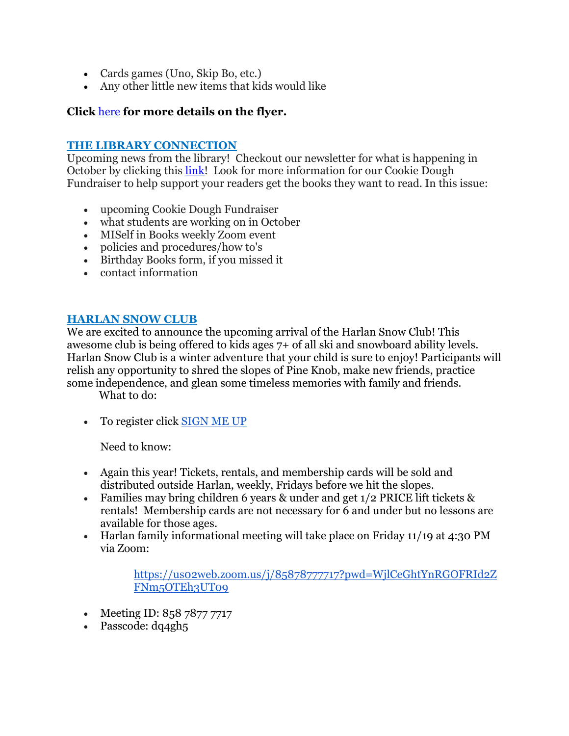- Cards games (Uno, Skip Bo, etc.)
- Any other little new items that kids would like

**Click here for more details on the flyer.**

## THE LIBRARY CONNECTION

Upcoming news from the library! Checkout our newsletter for what is happening in October by clicking this link! Look for more information for our Cookie Dough Fundraiser to help support your readers get the books they want to read. In this issue:

- upcoming Cookie Dough Fundraiser
- what students are working on in October
- MISelf in Books weekly Zoom event
- policies and procedures/how to's
- Birthday Books form, if you missed it
- contact information

## HARLAN SNOW CLUB

We are excited to announce the upcoming arrival of the Harlan Snow Club! This awesome club is being offered to kids ages 7+ of all ski and snowboard ability levels. Harlan Snow Club is a winter adventure that your child is sure to enjoy! Participants will relish any opportunity to shred the slopes of Pine Knob, make new friends, practice some independence, and glean some timeless memories with family and friends.

What to do:

- To register click SIGN ME UP

  Need to know:

- Again this year! Tickets, rentals, and membership cards will be sold and distributed outside Harlan, weekly, Fridays before we hit the slopes.
- Families may bring children 6 years & under and get 1/2 PRICE lift tickets & rentals! Membership cards are not necessary for 6 and under but no lessons are available for those ages.
- Harlan family informational meeting will take place on Friday 11/19 at 4:30 PM via Zoom:

  https://us02web.zoom.us/j/85878777717?pwd=WjlCeGhtYnRGOFRId2ZFNm5OTEh3UT09

- Meeting ID: 858 7877 7717
- Passcode: dq4gh5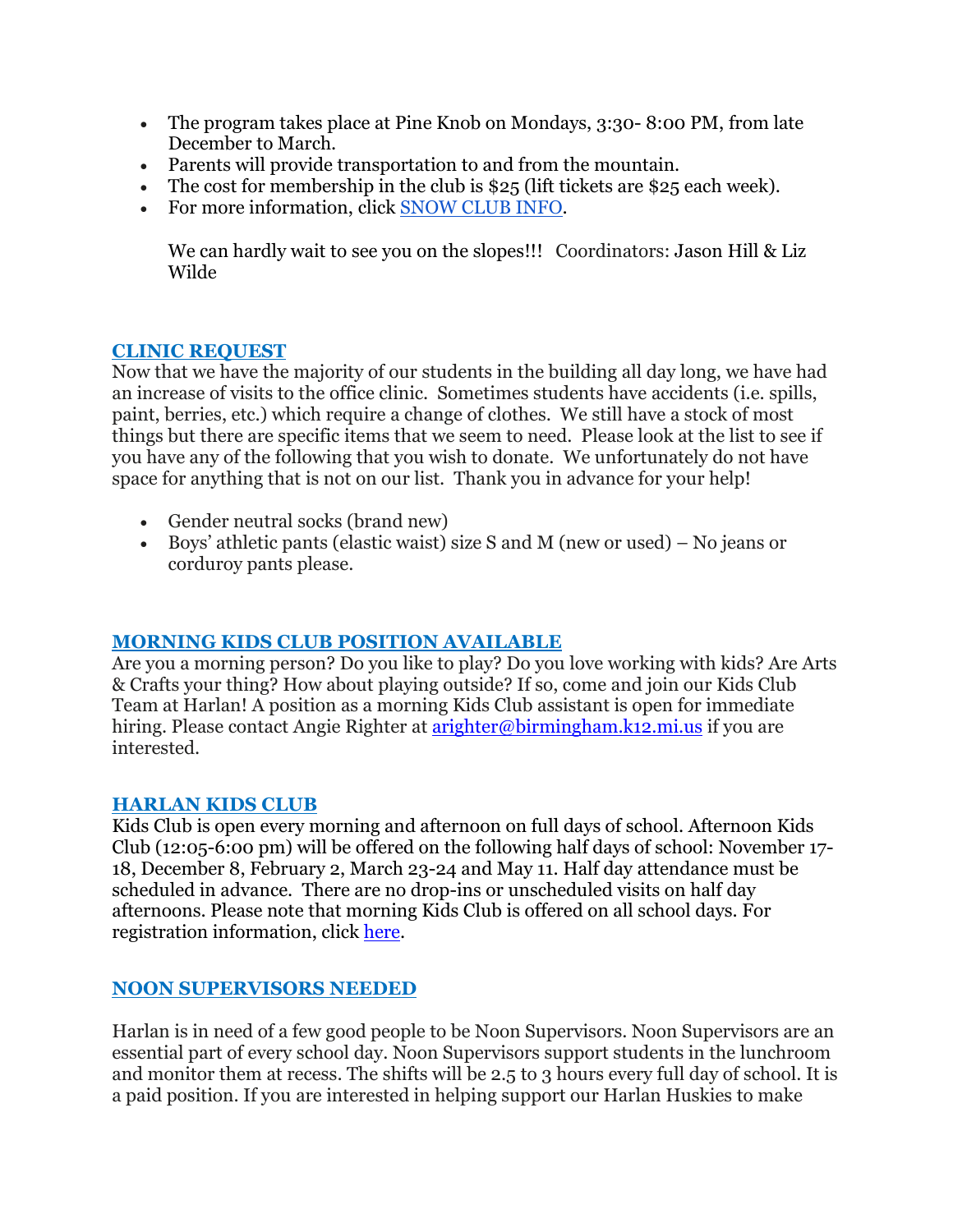- The program takes place at Pine Knob on Mondays, 3:30- 8:00 PM, from late December to March.
- Parents will provide transportation to and from the mountain.
- The cost for membership in the club is $25 (lift tickets are $25 each week).
- For more information, click [SNOW CLUB INFO](#).

  We can hardly wait to see you on the slopes!!! Coordinators: Jason Hill & Liz Wilde

## CLINIC REQUEST

Now that we have the majority of our students in the building all day long, we have had an increase of visits to the office clinic. Sometimes students have accidents (i.e. spills, paint, berries, etc.) which require a change of clothes. We still have a stock of most things but there are specific items that we seem to need. Please look at the list to see if you have any of the following that you wish to donate. We unfortunately do not have space for anything that is not on our list. Thank you in advance for your help!

- Gender neutral socks (brand new)
- Boys' athletic pants (elastic waist) size S and M (new or used) – No jeans or corduroy pants please.

## MORNING KIDS CLUB POSITION AVAILABLE

Are you a morning person? Do you like to play? Do you love working with kids? Are Arts & Crafts your thing? How about playing outside? If so, come and join our Kids Club Team at Harlan! A position as a morning Kids Club assistant is open for immediate hiring. Please contact Angie Righter at [arighter@birmingham.k12.mi.us](mailto:arighter@birmingham.k12.mi.us) if you are interested.

## HARLAN KIDS CLUB

Kids Club is open every morning and afternoon on full days of school. Afternoon Kids Club (12:05-6:00 pm) will be offered on the following half days of school: November 17-18, December 8, February 2, March 23-24 and May 11. Half day attendance must be scheduled in advance. There are no drop-ins or unscheduled visits on half day afternoons. Please note that morning Kids Club is offered on all school days. For registration information, click [here](#).

## NOON SUPERVISORS NEEDED

Harlan is in need of a few good people to be Noon Supervisors. Noon Supervisors are an essential part of every school day. Noon Supervisors support students in the lunchroom and monitor them at recess. The shifts will be 2.5 to 3 hours every full day of school. It is a paid position. If you are interested in helping support our Harlan Huskies to make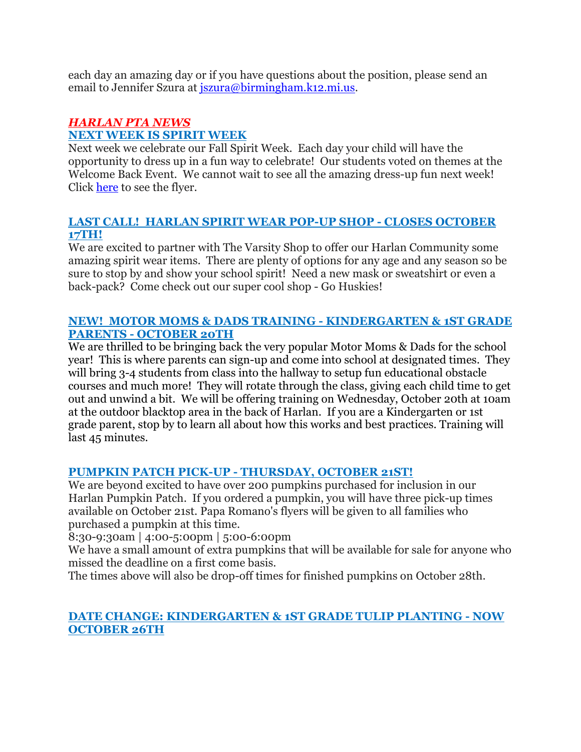each day an amazing day or if you have questions about the position, please send an email to Jennifer Szura at jszura@birmingham.k12.mi.us.

## *HARLAN PTA NEWS*

### NEXT WEEK IS SPIRIT WEEK

Next week we celebrate our Fall Spirit Week. Each day your child will have the opportunity to dress up in a fun way to celebrate! Our students voted on themes at the Welcome Back Event. We cannot wait to see all the amazing dress-up fun next week! Click here to see the flyer.

### LAST CALL! HARLAN SPIRIT WEAR POP-UP SHOP - CLOSES OCTOBER 17TH!

We are excited to partner with The Varsity Shop to offer our Harlan Community some amazing spirit wear items. There are plenty of options for any age and any season so be sure to stop by and show your school spirit! Need a new mask or sweatshirt or even a back-pack? Come check out our super cool shop - Go Huskies!

### NEW! MOTOR MOMS & DADS TRAINING - KINDERGARTEN & 1ST GRADE PARENTS - OCTOBER 20TH

We are thrilled to be bringing back the very popular Motor Moms & Dads for the school year! This is where parents can sign-up and come into school at designated times. They will bring 3-4 students from class into the hallway to setup fun educational obstacle courses and much more! They will rotate through the class, giving each child time to get out and unwind a bit. We will be offering training on Wednesday, October 20th at 10am at the outdoor blacktop area in the back of Harlan. If you are a Kindergarten or 1st grade parent, stop by to learn all about how this works and best practices. Training will last 45 minutes.

### PUMPKIN PATCH PICK-UP - THURSDAY, OCTOBER 21ST!

We are beyond excited to have over 200 pumpkins purchased for inclusion in our Harlan Pumpkin Patch. If you ordered a pumpkin, you will have three pick-up times available on October 21st. Papa Romano's flyers will be given to all families who purchased a pumpkin at this time.

8:30-9:30am | 4:00-5:00pm | 5:00-6:00pm

We have a small amount of extra pumpkins that will be available for sale for anyone who missed the deadline on a first come basis.

The times above will also be drop-off times for finished pumpkins on October 28th.

### DATE CHANGE: KINDERGARTEN & 1ST GRADE TULIP PLANTING - NOW OCTOBER 26TH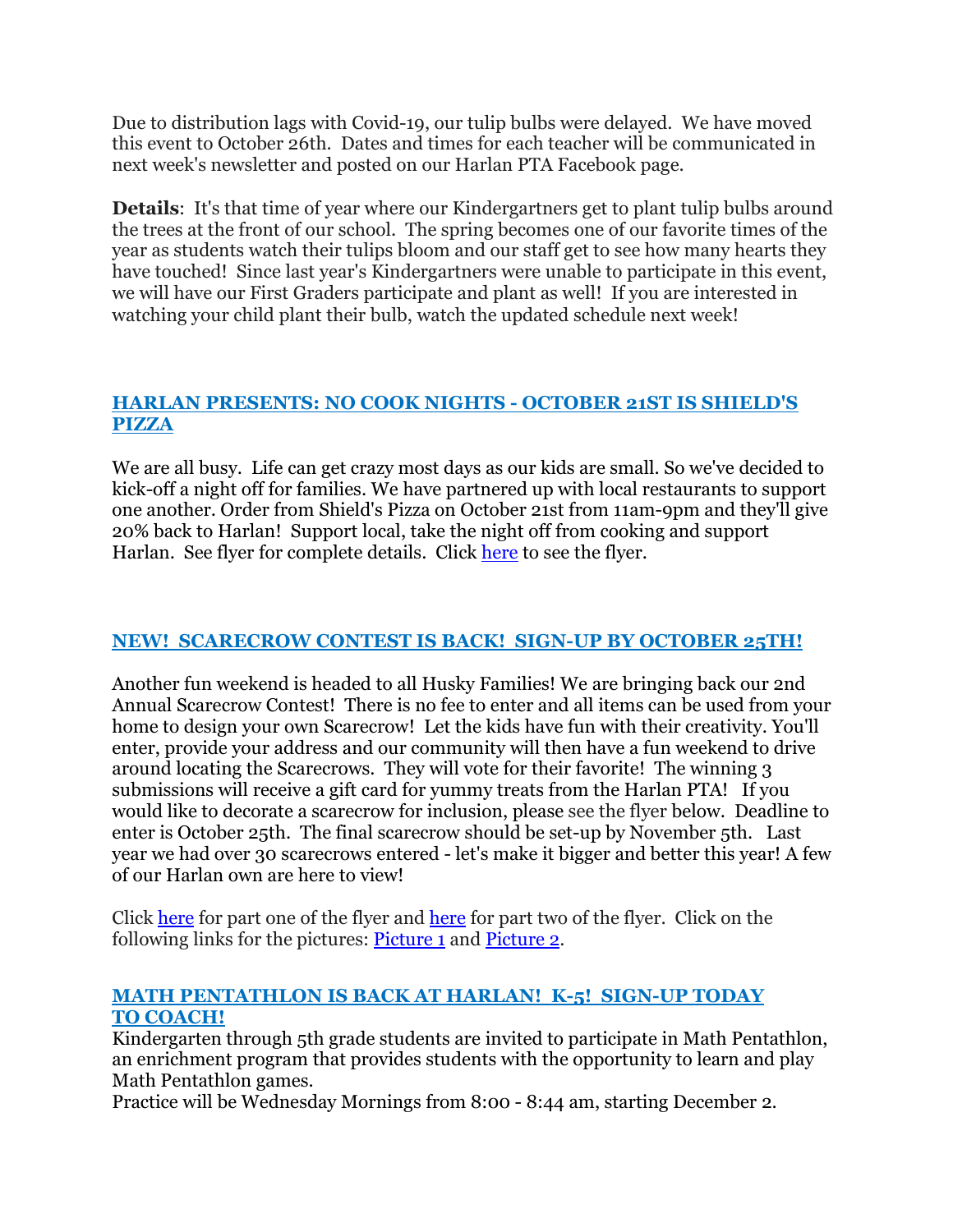Due to distribution lags with Covid-19, our tulip bulbs were delayed. We have moved this event to October 26th. Dates and times for each teacher will be communicated in next week's newsletter and posted on our Harlan PTA Facebook page.

**Details**: It's that time of year where our Kindergartners get to plant tulip bulbs around the trees at the front of our school. The spring becomes one of our favorite times of the year as students watch their tulips bloom and our staff get to see how many hearts they have touched! Since last year's Kindergartners were unable to participate in this event, we will have our First Graders participate and plant as well! If you are interested in watching your child plant their bulb, watch the updated schedule next week!

## HARLAN PRESENTS: NO COOK NIGHTS - OCTOBER 21ST IS SHIELD'S PIZZA

We are all busy. Life can get crazy most days as our kids are small. So we've decided to kick-off a night off for families. We have partnered up with local restaurants to support one another. Order from Shield's Pizza on October 21st from 11am-9pm and they'll give 20% back to Harlan! Support local, take the night off from cooking and support Harlan. See flyer for complete details. Click here to see the flyer.

## NEW! SCARECROW CONTEST IS BACK! SIGN-UP BY OCTOBER 25TH!

Another fun weekend is headed to all Husky Families! We are bringing back our 2nd Annual Scarecrow Contest! There is no fee to enter and all items can be used from your home to design your own Scarecrow! Let the kids have fun with their creativity. You'll enter, provide your address and our community will then have a fun weekend to drive around locating the Scarecrows. They will vote for their favorite! The winning 3 submissions will receive a gift card for yummy treats from the Harlan PTA! If you would like to decorate a scarecrow for inclusion, please see the flyer below. Deadline to enter is October 25th. The final scarecrow should be set-up by November 5th. Last year we had over 30 scarecrows entered - let's make it bigger and better this year! A few of our Harlan own are here to view!

Click here for part one of the flyer and here for part two of the flyer. Click on the following links for the pictures: Picture 1 and Picture 2.

## MATH PENTATHLON IS BACK AT HARLAN! K-5! SIGN-UP TODAY TO COACH!

Kindergarten through 5th grade students are invited to participate in Math Pentathlon, an enrichment program that provides students with the opportunity to learn and play Math Pentathlon games.
Practice will be Wednesday Mornings from 8:00 - 8:44 am, starting December 2.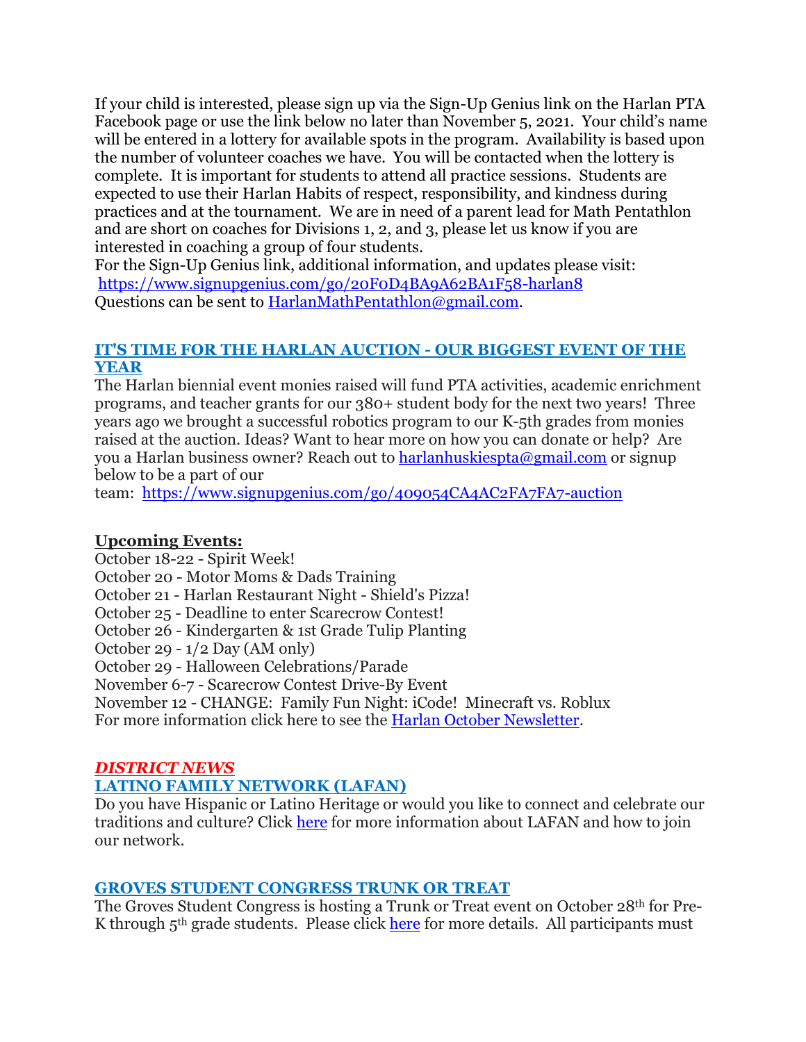If your child is interested, please sign up via the Sign-Up Genius link on the Harlan PTA Facebook page or use the link below no later than November 5, 2021. Your child's name will be entered in a lottery for available spots in the program. Availability is based upon the number of volunteer coaches we have. You will be contacted when the lottery is complete. It is important for students to attend all practice sessions. Students are expected to use their Harlan Habits of respect, responsibility, and kindness during practices and at the tournament. We are in need of a parent lead for Math Pentathlon and are short on coaches for Divisions 1, 2, and 3, please let us know if you are interested in coaching a group of four students.
For the Sign-Up Genius link, additional information, and updates please visit:
[https://www.signupgenius.com/go/20F0D4BA9A62BA1F58-harlan8](https://www.signupgenius.com/go/20F0D4BA9A62BA1F58-harlan8)
Questions can be sent to [HarlanMathPentathlon@gmail.com](mailto:HarlanMathPentathlon@gmail.com).

## IT'S TIME FOR THE HARLAN AUCTION - OUR BIGGEST EVENT OF THE YEAR

The Harlan biennial event monies raised will fund PTA activities, academic enrichment programs, and teacher grants for our 380+ student body for the next two years! Three years ago we brought a successful robotics program to our K-5th grades from monies raised at the auction. Ideas? Want to hear more on how you can donate or help? Are you a Harlan business owner? Reach out to [harlanhuskiespta@gmail.com](mailto:harlanhuskiespta@gmail.com) or signup below to be a part of our team: [https://www.signupgenius.com/go/409054CA4AC2FA7FA7-auction](https://www.signupgenius.com/go/409054CA4AC2FA7FA7-auction)

**Upcoming Events:**

October 18-22 - Spirit Week!
October 20 - Motor Moms & Dads Training
October 21 - Harlan Restaurant Night - Shield's Pizza!
October 25 - Deadline to enter Scarecrow Contest!
October 26 - Kindergarten & 1st Grade Tulip Planting
October 29 - 1/2 Day (AM only)
October 29 - Halloween Celebrations/Parade
November 6-7 - Scarecrow Contest Drive-By Event
November 12 - CHANGE: Family Fun Night: iCode! Minecraft vs. Roblux
For more information click here to see the [Harlan October Newsletter](#).

## *DISTRICT NEWS*

## LATINO FAMILY NETWORK (LAFAN)

Do you have Hispanic or Latino Heritage or would you like to connect and celebrate our traditions and culture? Click [here](#) for more information about LAFAN and how to join our network.

## GROVES STUDENT CONGRESS TRUNK OR TREAT

The Groves Student Congress is hosting a Trunk or Treat event on October 28th for Pre-K through 5th grade students. Please click [here](#) for more details. All participants must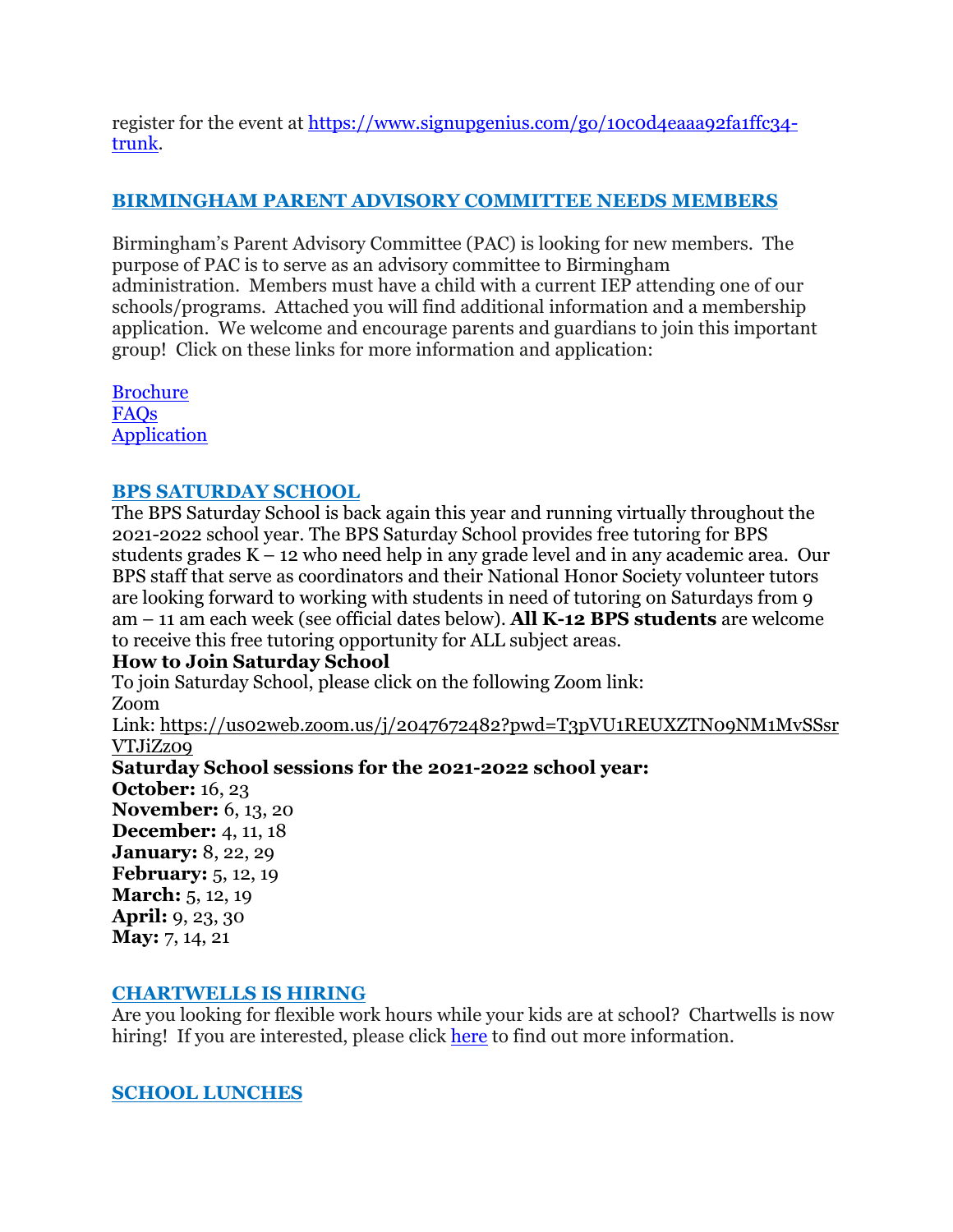register for the event at [https://www.signupgenius.com/go/10c0d4eaaa92fa1ffc34-trunk](https://www.signupgenius.com/go/10c0d4eaaa92fa1ffc34-trunk).

## BIRMINGHAM PARENT ADVISORY COMMITTEE NEEDS MEMBERS

Birmingham's Parent Advisory Committee (PAC) is looking for new members. The purpose of PAC is to serve as an advisory committee to Birmingham administration. Members must have a child with a current IEP attending one of our schools/programs. Attached you will find additional information and a membership application. We welcome and encourage parents and guardians to join this important group! Click on these links for more information and application:

Brochure
FAQs
Application

## BPS SATURDAY SCHOOL

The BPS Saturday School is back again this year and running virtually throughout the 2021-2022 school year. The BPS Saturday School provides free tutoring for BPS students grades K – 12 who need help in any grade level and in any academic area. Our BPS staff that serve as coordinators and their National Honor Society volunteer tutors are looking forward to working with students in need of tutoring on Saturdays from 9 am – 11 am each week (see official dates below). **All K-12 BPS students** are welcome to receive this free tutoring opportunity for ALL subject areas.

**How to Join Saturday School**

To join Saturday School, please click on the following Zoom link:
Zoom
Link: [https://us02web.zoom.us/j/2047672482?pwd=T3pVU1REUXZTN09NM1MvSSsrVTJiZz09](https://us02web.zoom.us/j/2047672482?pwd=T3pVU1REUXZTN09NM1MvSSsrVTJiZz09)

**Saturday School sessions for the 2021-2022 school year:**
**October:** 16, 23
**November:** 6, 13, 20
**December:** 4, 11, 18
**January:** 8, 22, 29
**February:** 5, 12, 19
**March:** 5, 12, 19
**April:** 9, 23, 30
**May:** 7, 14, 21

## CHARTWELLS IS HIRING

Are you looking for flexible work hours while your kids are at school? Chartwells is now hiring! If you are interested, please click here to find out more information.

## SCHOOL LUNCHES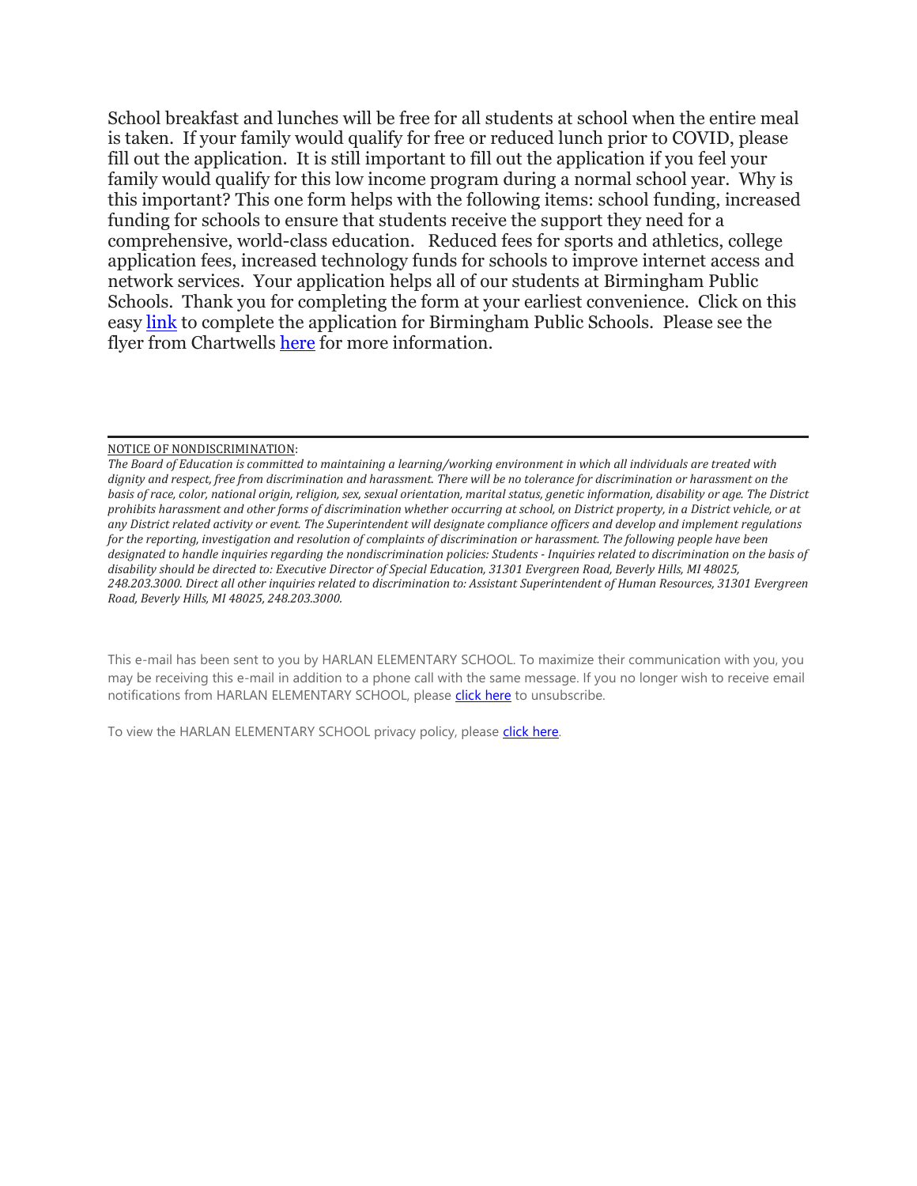School breakfast and lunches will be free for all students at school when the entire meal is taken. If your family would qualify for free or reduced lunch prior to COVID, please fill out the application. It is still important to fill out the application if you feel your family would qualify for this low income program during a normal school year. Why is this important? This one form helps with the following items: school funding, increased funding for schools to ensure that students receive the support they need for a comprehensive, world-class education. Reduced fees for sports and athletics, college application fees, increased technology funds for schools to improve internet access and network services. Your application helps all of our students at Birmingham Public Schools. Thank you for completing the form at your earliest convenience. Click on this easy link to complete the application for Birmingham Public Schools. Please see the flyer from Chartwells here for more information.

---

NOTICE OF NONDISCRIMINATION:

*The Board of Education is committed to maintaining a learning/working environment in which all individuals are treated with dignity and respect, free from discrimination and harassment. There will be no tolerance for discrimination or harassment on the basis of race, color, national origin, religion, sex, sexual orientation, marital status, genetic information, disability or age. The District prohibits harassment and other forms of discrimination whether occurring at school, on District property, in a District vehicle, or at any District related activity or event. The Superintendent will designate compliance officers and develop and implement regulations for the reporting, investigation and resolution of complaints of discrimination or harassment. The following people have been designated to handle inquiries regarding the nondiscrimination policies: Students - Inquiries related to discrimination on the basis of disability should be directed to: Executive Director of Special Education, 31301 Evergreen Road, Beverly Hills, MI 48025, 248.203.3000. Direct all other inquiries related to discrimination to: Assistant Superintendent of Human Resources, 31301 Evergreen Road, Beverly Hills, MI 48025, 248.203.3000.*

This e-mail has been sent to you by HARLAN ELEMENTARY SCHOOL. To maximize their communication with you, you may be receiving this e-mail in addition to a phone call with the same message. If you no longer wish to receive email notifications from HARLAN ELEMENTARY SCHOOL, please click here to unsubscribe.

To view the HARLAN ELEMENTARY SCHOOL privacy policy, please click here.